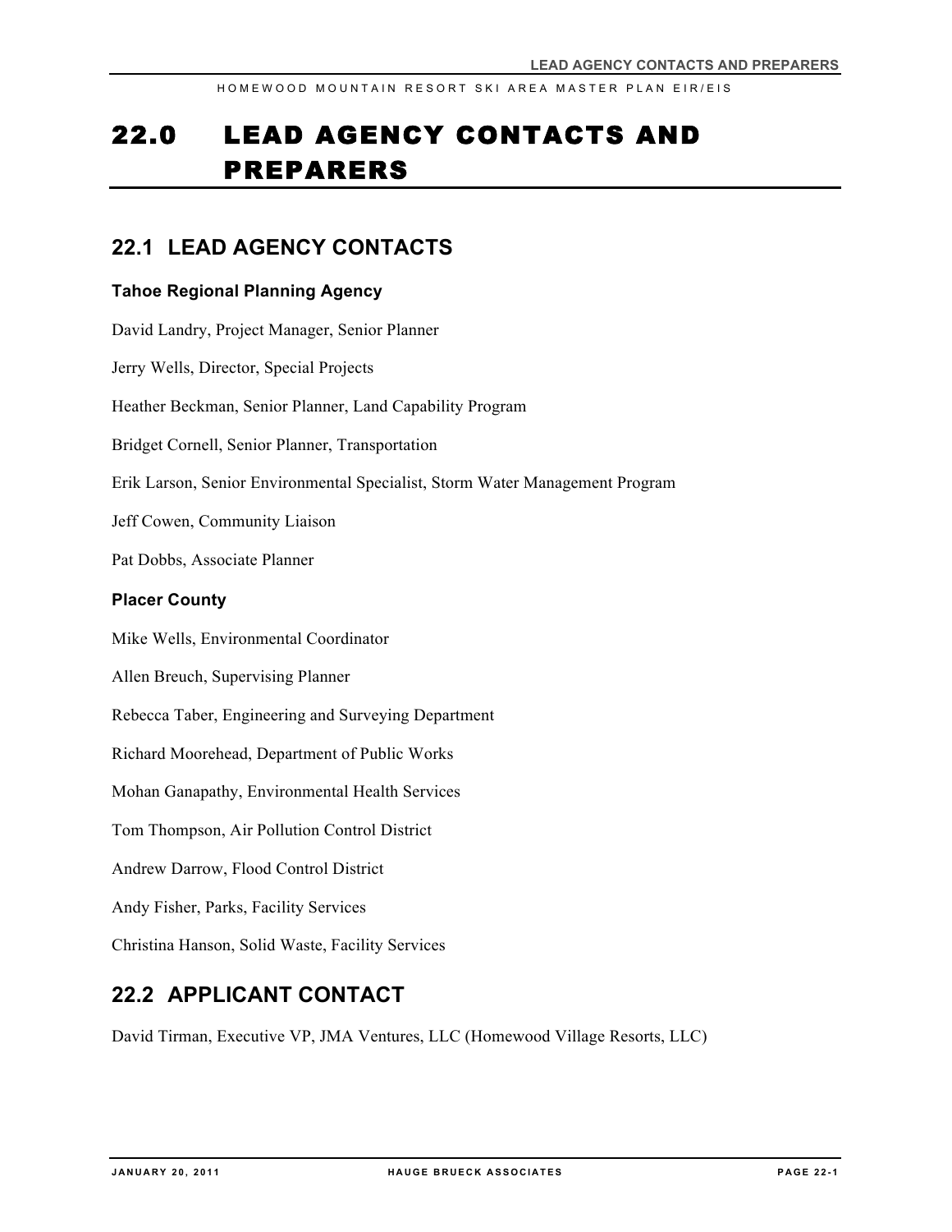# 22.0 LEAD AGENCY CONTACTS AND PREPARERS

## 22.1 LEAD AGENCY CONTACTS

### Tahoe Regional Planning Agency

David Landry, Project Manager, Senior Planner

Jerry Wells, Director, Special Projects

Heather Beckman, Senior Planner, Land Capability Program

Bridget Cornell, Senior Planner, Transportation

Erik Larson, Senior Environmental Specialist, Storm Water Management Program

Jeff Cowen, Community Liaison

Pat Dobbs, Associate Planner

### Placer County

Mike Wells, Environmental Coordinator

Allen Breuch, Supervising Planner

Rebecca Taber, Engineering and Surveying Department

Richard Moorehead, Department of Public Works

Mohan Ganapathy, Environmental Health Services

Tom Thompson, Air Pollution Control District

Andrew Darrow, Flood Control District

Andy Fisher, Parks, Facility Services

Christina Hanson, Solid Waste, Facility Services

## 22.2 APPLICANT CONTACT

David Tirman, Executive VP, JMA Ventures, LLC (Homewood Village Resorts, LLC)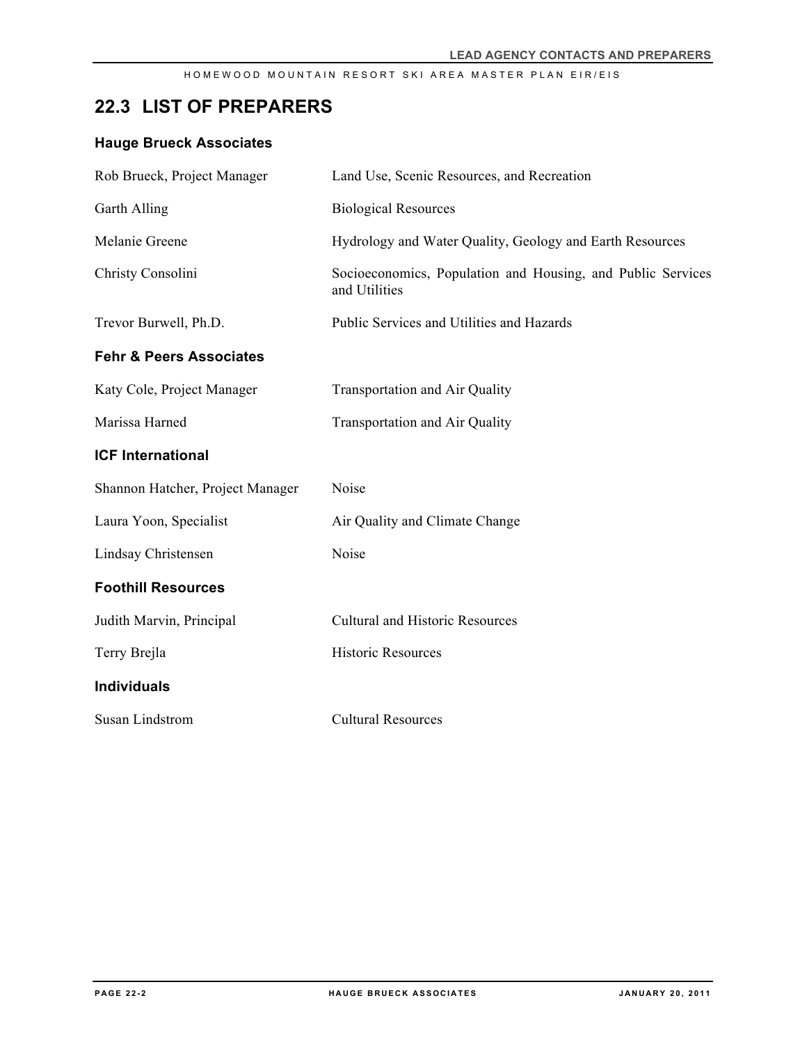## 22.3 LIST OF PREPARERS

### Hauge Brueck Associates

| | |
|---|---|
| Rob Brueck, Project Manager | Land Use, Scenic Resources, and Recreation |
| Garth Alling | Biological Resources |
| Melanie Greene | Hydrology and Water Quality, Geology and Earth Resources |
| Christy Consolini | Socioeconomics, Population and Housing, and Public Services and Utilities |
| Trevor Burwell, Ph.D. | Public Services and Utilities and Hazards |

### Fehr & Peers Associates

| | |
|---|---|
| Katy Cole, Project Manager | Transportation and Air Quality |
| Marissa Harned | Transportation and Air Quality |

### ICF International

| | |
|---|---|
| Shannon Hatcher, Project Manager | Noise |
| Laura Yoon, Specialist | Air Quality and Climate Change |
| Lindsay Christensen | Noise |

### Foothill Resources

| | |
|---|---|
| Judith Marvin, Principal | Cultural and Historic Resources |
| Terry Brejla | Historic Resources |

### Individuals

| | |
|---|---|
| Susan Lindstrom | Cultural Resources |